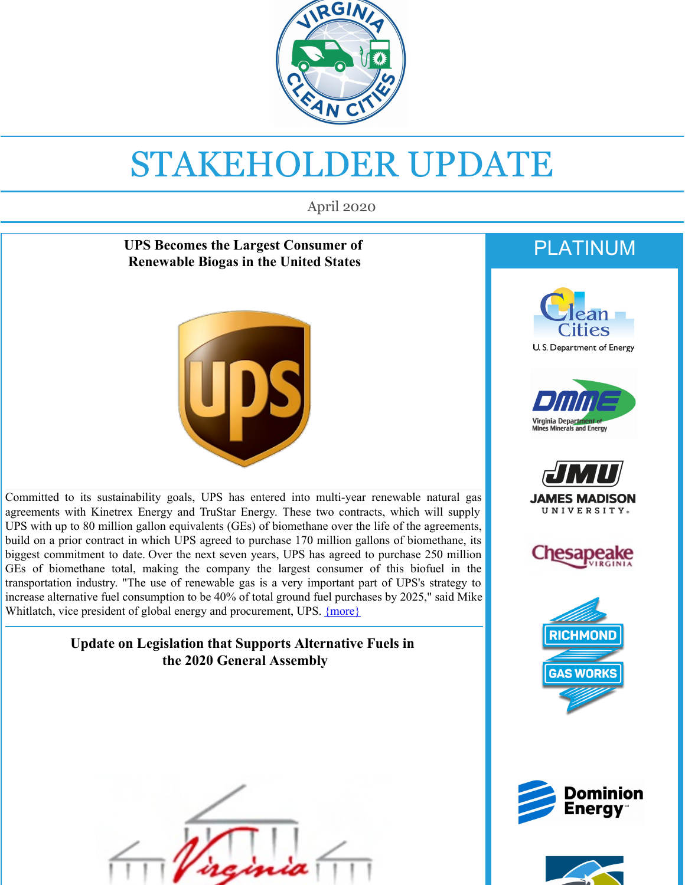# STAKEHOLDER UPDATE

April 2020

## UPS Becomes the Largest Consumer of Renewable Biogas in the United States

Committed to its sustainability goals, UPS has entered into multi-year renewable natural gas agreements with Kinetrex Energy and TruStar Energy. These two contracts, which will supply UPS with up to 80 million gallon equivalents (GEs) of biomethane over the life of the agreements, build on a prior contract in which UPS agreed to purchase 170 million gallons of biomethane, its biggest commitment to date. Over the next seven years, UPS has agreed to purchase 250 million GEs of biomethane total, making the company the largest consumer of this biofuel in the transportation industry. "The use of renewable gas is a very important part of UPS's strategy to increase alternative fuel consumption to be 40% of total ground fuel purchases by 2025," said Mike Whitlatch, vice president of global energy and procurement, UPS. {more}

## Update on Legislation that Supports Alternative Fuels in the 2020 General Assembly

## PLATINUM

Clean Cities U.S. Department of Energy

DMME Virginia Department of Mines Minerals and Energy

JMU James Madison University

Chesapeake Virginia

Richmond Gas Works

Dominion Energy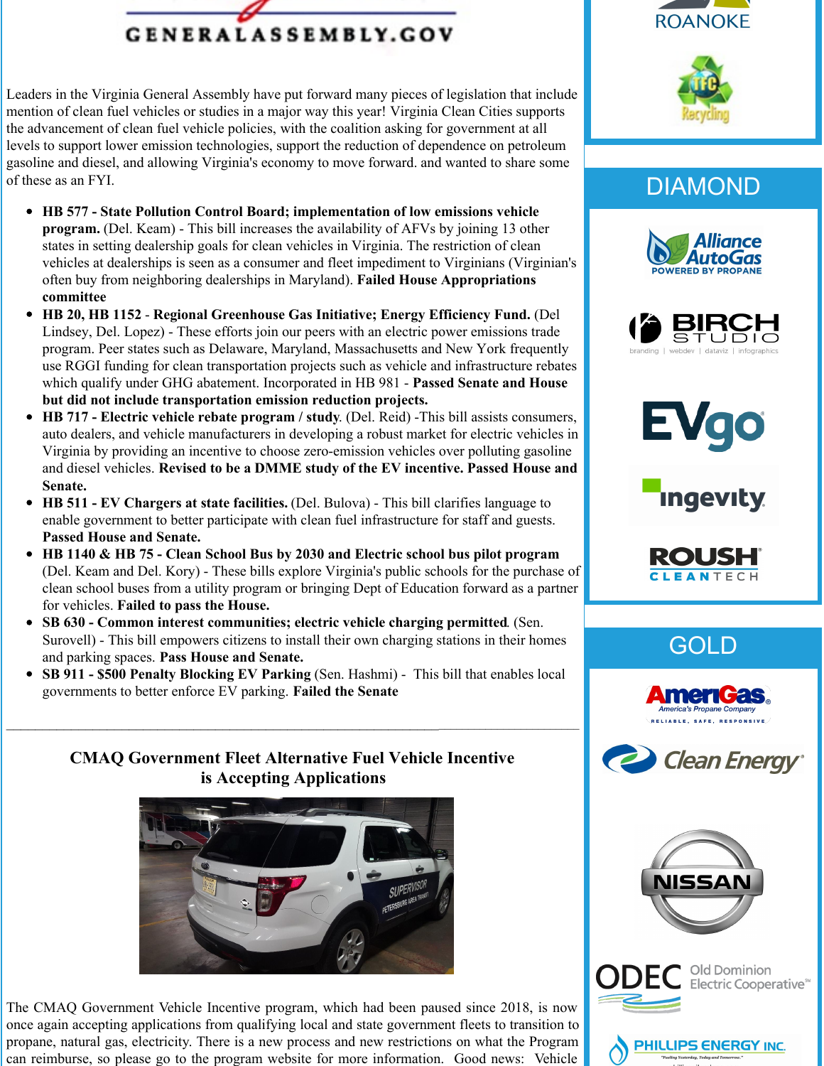GENERALASSEMBLY.GOV

Leaders in the Virginia General Assembly have put forward many pieces of legislation that include mention of clean fuel vehicles or studies in a major way this year! Virginia Clean Cities supports the advancement of clean fuel vehicle policies, with the coalition asking for government at all levels to support lower emission technologies, support the reduction of dependence on petroleum gasoline and diesel, and allowing Virginia's economy to move forward. and wanted to share some of these as an FYI.

- **HB 577 - State Pollution Control Board; implementation of low emissions vehicle program.** (Del. Keam) - This bill increases the availability of AFVs by joining 13 other states in setting dealership goals for clean vehicles in Virginia. The restriction of clean vehicles at dealerships is seen as a consumer and fleet impediment to Virginians (Virginian's often buy from neighboring dealerships in Maryland). **Failed House Appropriations committee**
- **HB 20, HB 1152** - **Regional Greenhouse Gas Initiative; Energy Efficiency Fund.** (Del Lindsey, Del. Lopez) - These efforts join our peers with an electric power emissions trade program. Peer states such as Delaware, Maryland, Massachusetts and New York frequently use RGGI funding for clean transportation projects such as vehicle and infrastructure rebates which qualify under GHG abatement. Incorporated in HB 981 - **Passed Senate and House but did not include transportation emission reduction projects.**
- **HB 717 - Electric vehicle rebate program / study**. (Del. Reid) -This bill assists consumers, auto dealers, and vehicle manufacturers in developing a robust market for electric vehicles in Virginia by providing an incentive to choose zero-emission vehicles over polluting gasoline and diesel vehicles. **Revised to be a DMME study of the EV incentive. Passed House and Senate.**
- **HB 511 - EV Chargers at state facilities.** (Del. Bulova) - This bill clarifies language to enable government to better participate with clean fuel infrastructure for staff and guests. **Passed House and Senate.**
- **HB 1140 & HB 75 - Clean School Bus by 2030 and Electric school bus pilot program** (Del. Keam and Del. Kory) - These bills explore Virginia's public schools for the purchase of clean school buses from a utility program or bringing Dept of Education forward as a partner for vehicles. **Failed to pass the House.**
- **SB 630 - Common interest communities; electric vehicle charging permitted**. (Sen. Surovell) - This bill empowers citizens to install their own charging stations in their homes and parking spaces. **Pass House and Senate.**
- **SB 911 - $500 Penalty Blocking EV Parking** (Sen. Hashmi) - This bill that enables local governments to better enforce EV parking. **Failed the Senate**

---

## CMAQ Government Fleet Alternative Fuel Vehicle Incentive is Accepting Applications

The CMAQ Government Vehicle Incentive program, which had been paused since 2018, is now once again accepting applications from qualifying local and state government fleets to transition to propane, natural gas, electricity. There is a new process and new restrictions on what the Program can reimburse, so please go to the program website for more information. Good news: Vehicle

ROANOKE

TFC Recycling

## DIAMOND

Alliance AutoGas POWERED BY PROPANE

BIRCH STUDIO branding | webdev | dataviz | infographics

EVgo

ingevity

ROUSH CLEANTECH

## GOLD

AmeriGas America's Propane Company RELIABLE, SAFE, RESPONSIVE

Clean Energy

NISSAN

ODEC Old Dominion Electric Cooperative

PHILLIPS ENERGY INC.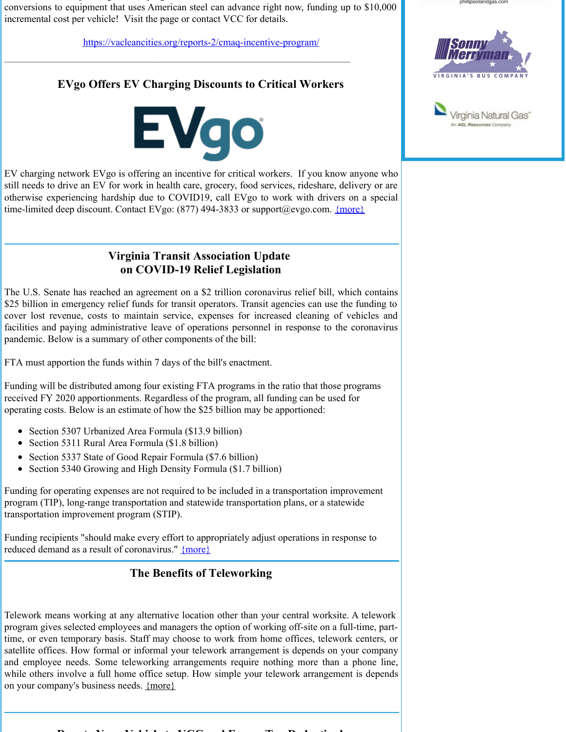conversions to equipment that uses American steel can advance right now, funding up to $10,000 incremental cost per vehicle! Visit the page or contact VCC for details.

https://vacleancities.org/reports-2/cmaq-incentive-program/

---

## EVgo Offers EV Charging Discounts to Critical Workers

EV charging network EVgo is offering an incentive for critical workers. If you know anyone who still needs to drive an EV for work in health care, grocery, food services, rideshare, delivery or are otherwise experiencing hardship due to COVID19, call EVgo to work with drivers on a special time-limited deep discount. Contact EVgo: (877) 494-3833 or support@evgo.com. {more}

---

## Virginia Transit Association Update on COVID-19 Relief Legislation

The U.S. Senate has reached an agreement on a $2 trillion coronavirus relief bill, which contains $25 billion in emergency relief funds for transit operators. Transit agencies can use the funding to cover lost revenue, costs to maintain service, expenses for increased cleaning of vehicles and facilities and paying administrative leave of operations personnel in response to the coronavirus pandemic. Below is a summary of other components of the bill:

FTA must apportion the funds within 7 days of the bill's enactment.

Funding will be distributed among four existing FTA programs in the ratio that those programs received FY 2020 apportionments. Regardless of the program, all funding can be used for operating costs. Below is an estimate of how the $25 billion may be apportioned:

- Section 5307 Urbanized Area Formula ($13.9 billion)
- Section 5311 Rural Area Formula ($1.8 billion)
- Section 5337 State of Good Repair Formula ($7.6 billion)
- Section 5340 Growing and High Density Formula ($1.7 billion)

Funding for operating expenses are not required to be included in a transportation improvement program (TIP), long-range transportation and statewide transportation plans, or a statewide transportation improvement program (STIP).

Funding recipients "should make every effort to appropriately adjust operations in response to reduced demand as a result of coronavirus." {more}

---

## The Benefits of Teleworking

Telework means working at any alternative location other than your central worksite. A telework program gives selected employees and managers the option of working off-site on a full-time, part-time, or even temporary basis. Staff may choose to work from home offices, telework centers, or satellite offices. How formal or informal your telework arrangement is depends on your company and employee needs. Some teleworking arrangements require nothing more than a phone line, while others involve a full home office setup. How simple your telework arrangement is depends on your company's business needs. {more}

---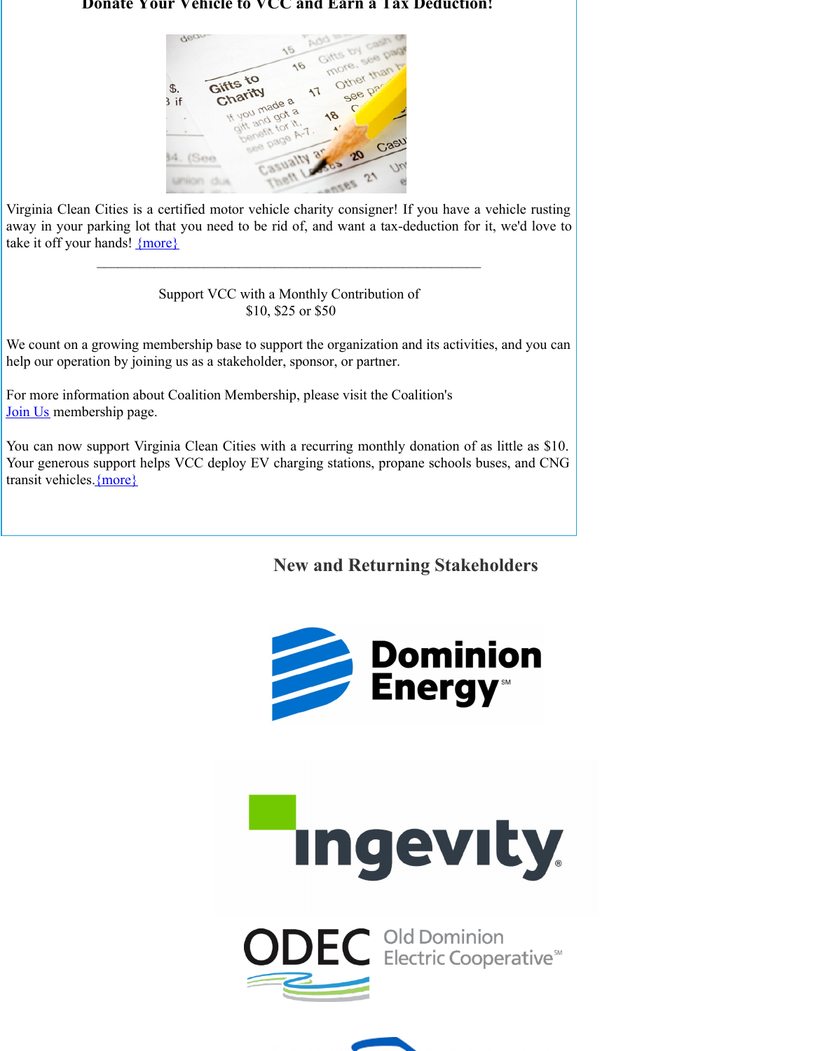## Donate Your Vehicle to VCC and Earn a Tax Deduction!

Virginia Clean Cities is a certified motor vehicle charity consigner! If you have a vehicle rusting away in your parking lot that you need to be rid of, and want a tax-deduction for it, we'd love to take it off your hands! {more}

---

Support VCC with a Monthly Contribution of
$10, $25 or $50

We count on a growing membership base to support the organization and its activities, and you can help our operation by joining us as a stakeholder, sponsor, or partner.

For more information about Coalition Membership, please visit the Coalition's Join Us membership page.

You can now support Virginia Clean Cities with a recurring monthly donation of as little as $10. Your generous support helps VCC deploy EV charging stations, propane schools buses, and CNG transit vehicles. {more}

## New and Returning Stakeholders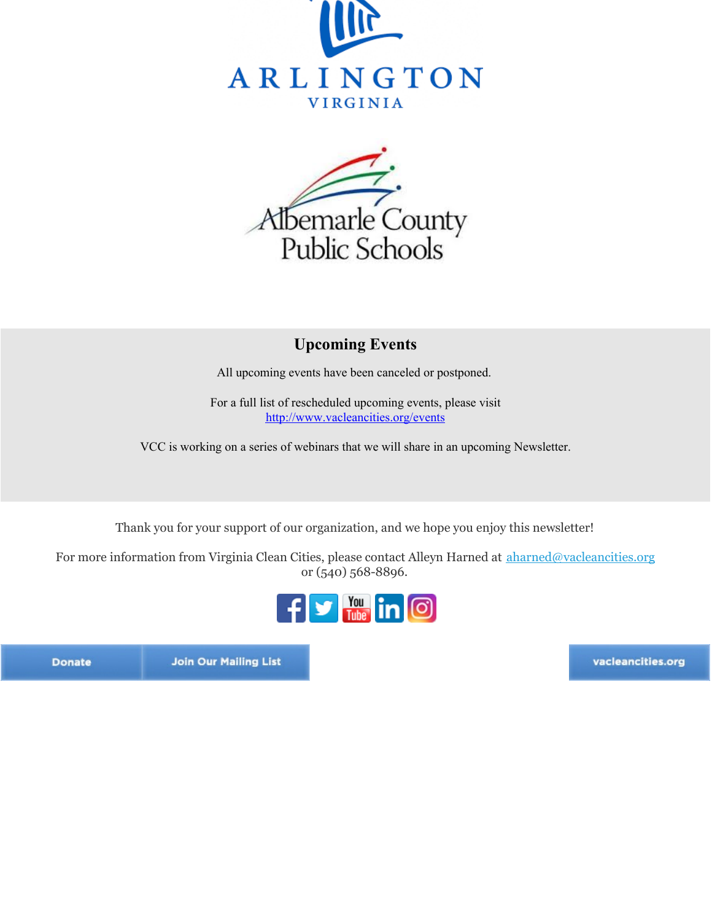ARLINGTON

VIRGINIA

Albemarle County
Public Schools

## Upcoming Events

All upcoming events have been canceled or postponed.

For a full list of rescheduled upcoming events, please visit
http://www.vacleancities.org/events

VCC is working on a series of webinars that we will share in an upcoming Newsletter.

Thank you for your support of our organization, and we hope you enjoy this newsletter!

For more information from Virginia Clean Cities, please contact Alleyn Harned at aharned@vacleancities.org or (540) 568-8896.

Donate | Join Our Mailing List | vacleancities.org